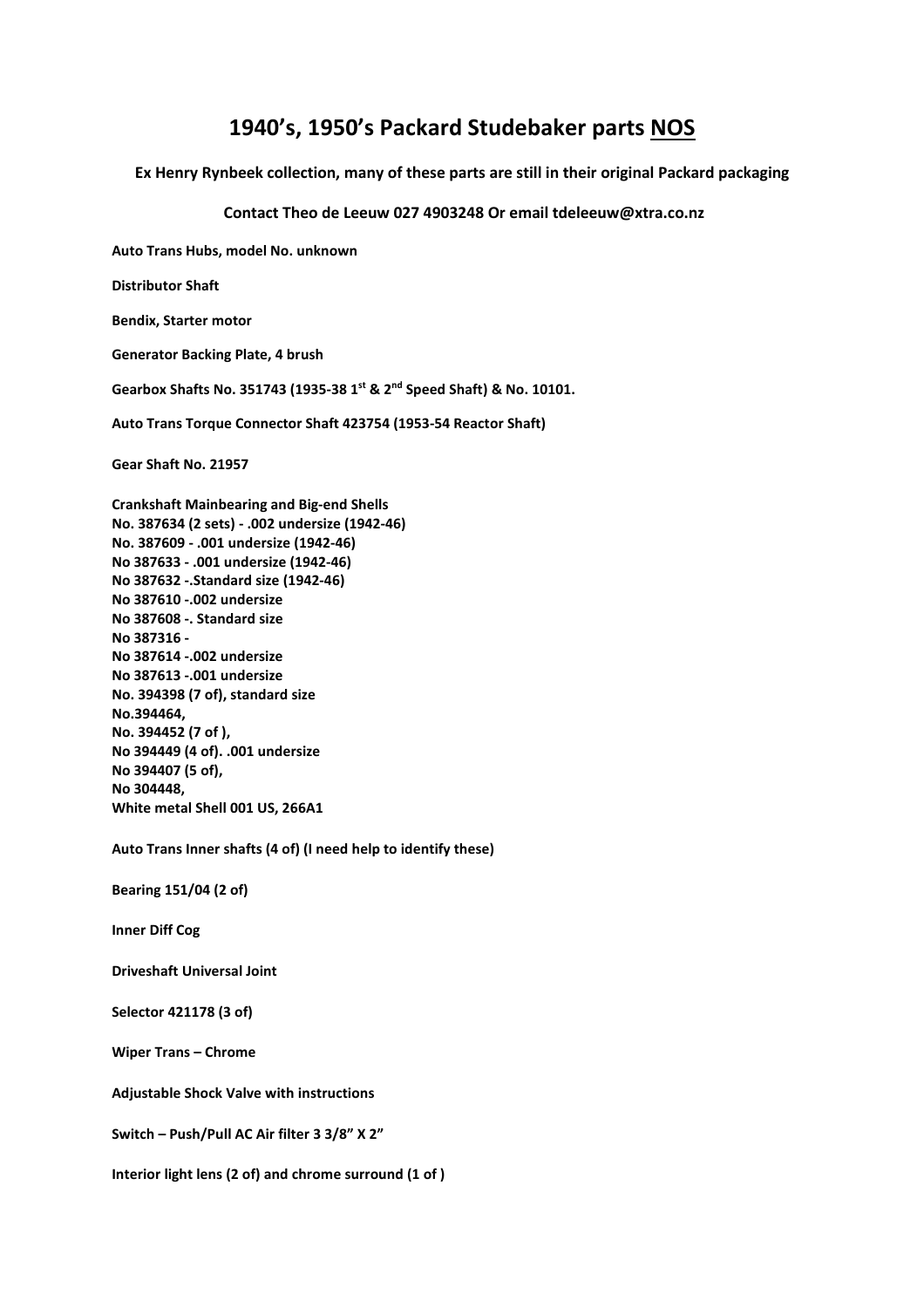# 1940's, 1950's Packard Studebaker parts <u>NOS</u>

**Ex Henry Rynbeek collection, many of these parts are still in their original Packard packaging**

**Contact Theo de Leeuw 027 4903248 Or email tdeleeuw@xtra.co.nz**

**Auto Trans Hubs, model No. unknown**

**Distributor Shaft**

**Bendix, Starter motor**

**Generator Backing Plate, 4 brush**

**Gearbox Shafts No. 351743 (1935-38 1st & 2nd Speed Shaft) & No. 10101.**

**Auto Trans Torque Connector Shaft 423754 (1953-54 Reactor Shaft)**

**Gear Shaft No. 21957**

**Crankshaft Mainbearing and Big-end Shells**
**No. 387634 (2 sets) - .002 undersize (1942-46)**
**No. 387609 - .001 undersize (1942-46)**
**No 387633 - .001 undersize (1942-46)**
**No 387632 -.Standard size (1942-46)**
**No 387610 -.002 undersize**
**No 387608 -. Standard size**
**No 387316 -**
**No 387614 -.002 undersize**
**No 387613 -.001 undersize**
**No. 394398 (7 of), standard size**
**No.394464,**
**No. 394452 (7 of ),**
**No 394449 (4 of). .001 undersize**
**No 394407 (5 of),**
**No 304448,**
**White metal Shell 001 US, 266A1**

**Auto Trans Inner shafts (4 of) (I need help to identify these)**

**Bearing 151/04 (2 of)**

**Inner Diff Cog**

**Driveshaft Universal Joint**

**Selector 421178 (3 of)**

**Wiper Trans – Chrome**

**Adjustable Shock Valve with instructions**

**Switch – Push/Pull AC Air filter 3 3/8" X 2"**

**Interior light lens (2 of) and chrome surround (1 of )**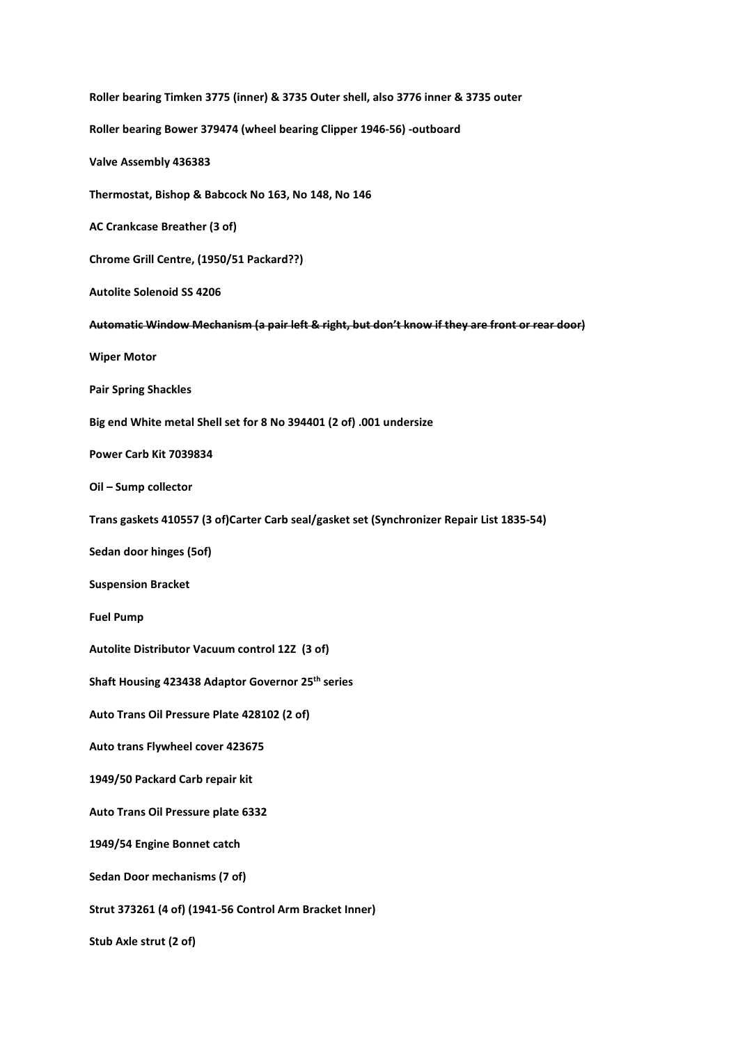**Roller bearing Timken 3775 (inner) & 3735 Outer shell, also 3776 inner & 3735 outer**

**Roller bearing Bower 379474 (wheel bearing Clipper 1946-56) -outboard**

**Valve Assembly 436383**

**Thermostat, Bishop & Babcock No 163, No 148, No 146**

**AC Crankcase Breather (3 of)**

**Chrome Grill Centre, (1950/51 Packard??)**

**Autolite Solenoid SS 4206**

~~**Automatic Window Mechanism (a pair left & right, but don't know if they are front or rear door)**~~

**Wiper Motor**

**Pair Spring Shackles**

**Big end White metal Shell set for 8 No 394401 (2 of) .001 undersize**

**Power Carb Kit 7039834**

**Oil – Sump collector**

**Trans gaskets 410557 (3 of)Carter Carb seal/gasket set (Synchronizer Repair List 1835-54)**

**Sedan door hinges (5of)**

**Suspension Bracket**

**Fuel Pump**

**Autolite Distributor Vacuum control 12Z (3 of)**

**Shaft Housing 423438 Adaptor Governor 25th series**

**Auto Trans Oil Pressure Plate 428102 (2 of)**

**Auto trans Flywheel cover 423675**

**1949/50 Packard Carb repair kit**

**Auto Trans Oil Pressure plate 6332**

**1949/54 Engine Bonnet catch**

**Sedan Door mechanisms (7 of)**

**Strut 373261 (4 of) (1941-56 Control Arm Bracket Inner)**

**Stub Axle strut (2 of)**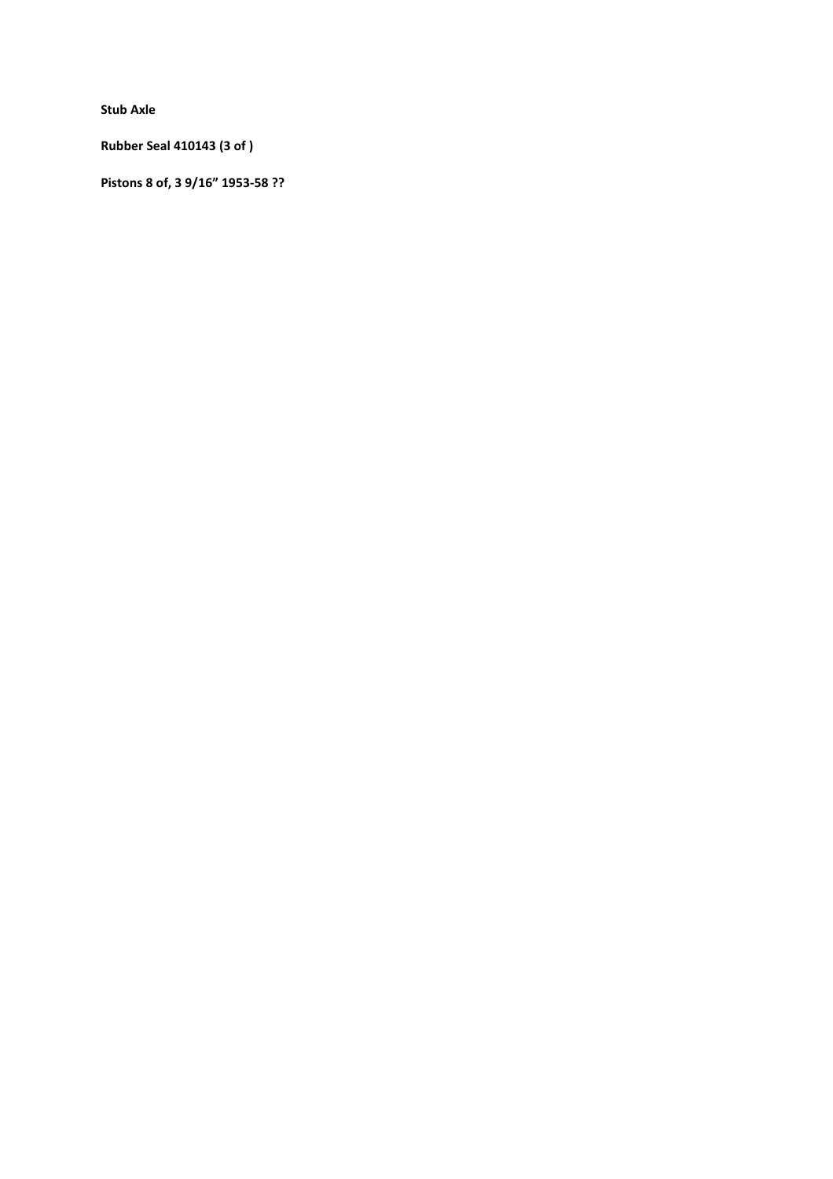**Stub Axle**

**Rubber Seal 410143 (3 of )**

**Pistons 8 of, 3 9/16" 1953-58 ??**